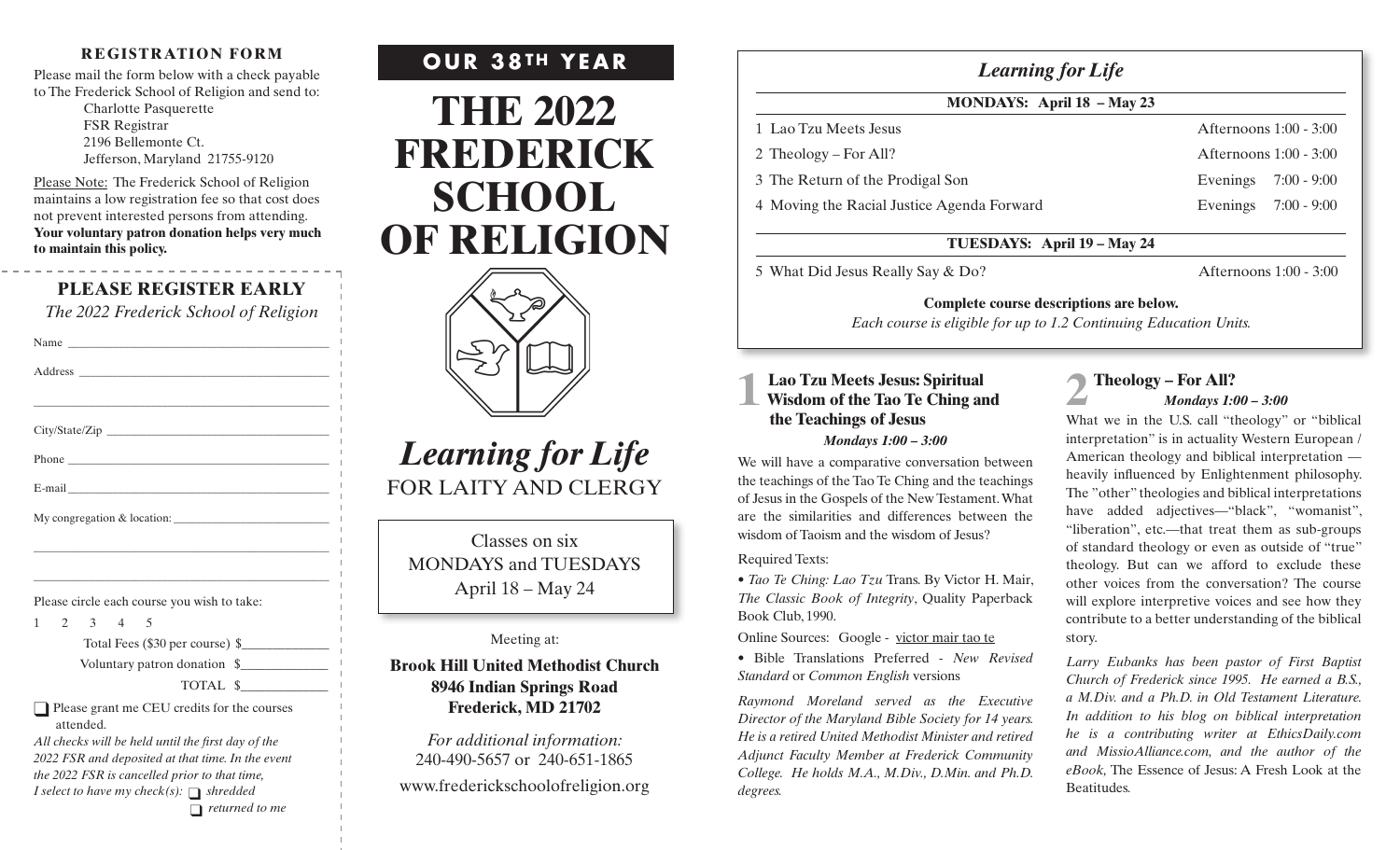## REGISTRATION FORM

Please mail the form below with a check payable to The Frederick School of Religion and send to:

Charlotte Pasquerette
FSR Registrar
2196 Bellemonte Ct.
Jefferson, Maryland 21755-9120

Please Note: The Frederick School of Religion maintains a low registration fee so that cost does not prevent interested persons from attending. **Your voluntary patron donation helps very much to maintain this policy.**

### PLEASE REGISTER EARLY

*The 2022 Frederick School of Religion*

Name ______________________________

Address ______________________________

______________________________

City/State/Zip ______________________________

Phone ______________________________

E-mail ______________________________

My congregation & location: ______________________________

______________________________

______________________________

Please circle each course you wish to take:

1 2 3 4 5

Total Fees ($30 per course) $__________

Voluntary patron donation $__________

TOTAL $__________

❑ Please grant me CEU credits for the courses attended.

*All checks will be held until the first day of the 2022 FSR and deposited at that time. In the event the 2022 FSR is cancelled prior to that time, I select to have my check(s):* ❑ *shredded* ❑ *returned to me*

**OUR 38TH YEAR**

# THE 2022 FREDERICK SCHOOL OF RELIGION

# *Learning for Life*

FOR LAITY AND CLERGY

Classes on six
MONDAYS and TUESDAYS
April 18 – May 24

Meeting at:

**Brook Hill United Methodist Church**
**8946 Indian Springs Road**
**Frederick, MD 21702**

*For additional information:*
240-490-5657 or 240-651-1865

www.frederickschoolofreligion.org

## *Learning for Life*

**MONDAYS: April 18 – May 23**

| Course | Time |
|---|---|
| 1 Lao Tzu Meets Jesus | Afternoons 1:00 - 3:00 |
| 2 Theology – For All? | Afternoons 1:00 - 3:00 |
| 3 The Return of the Prodigal Son | Evenings 7:00 - 9:00 |
| 4 Moving the Racial Justice Agenda Forward | Evenings 7:00 - 9:00 |

**TUESDAYS: April 19 – May 24**

| Course | Time |
|---|---|
| 5 What Did Jesus Really Say & Do? | Afternoons 1:00 - 3:00 |

**Complete course descriptions are below.**

*Each course is eligible for up to 1.2 Continuing Education Units.*

### 1 Lao Tzu Meets Jesus: Spiritual Wisdom of the Tao Te Ching and the Teachings of Jesus

***Mondays 1:00 – 3:00***

We will have a comparative conversation between the teachings of the Tao Te Ching and the teachings of Jesus in the Gospels of the New Testament. What are the similarities and differences between the wisdom of Taoism and the wisdom of Jesus?

Required Texts:

- *Tao Te Ching: Lao Tzu* Trans. By Victor H. Mair, *The Classic Book of Integrity*, Quality Paperback Book Club, 1990.

Online Sources: Google - victor mair tao te

- Bible Translations Preferred - *New Revised Standard* or *Common English* versions

*Raymond Moreland served as the Executive Director of the Maryland Bible Society for 14 years. He is a retired United Methodist Minister and retired Adjunct Faculty Member at Frederick Community College. He holds M.A., M.Div., D.Min. and Ph.D. degrees.*

### 2 Theology – For All?

***Mondays 1:00 – 3:00***

What we in the U.S. call "theology" or "biblical interpretation" is in actuality Western European / American theology and biblical interpretation — heavily influenced by Enlightenment philosophy. The "other" theologies and biblical interpretations have added adjectives—"black", "womanist", "liberation", etc.—that treat them as sub-groups of standard theology or even as outside of "true" theology. But can we afford to exclude these other voices from the conversation? The course will explore interpretive voices and see how they contribute to a better understanding of the biblical story.

*Larry Eubanks has been pastor of First Baptist Church of Frederick since 1995. He earned a B.S., a M.Div. and a Ph.D. in Old Testament Literature. In addition to his blog on biblical interpretation he is a contributing writer at EthicsDaily.com and MissioAlliance.com, and the author of the eBook,* The Essence of Jesus: A Fresh Look at the Beatitudes*.*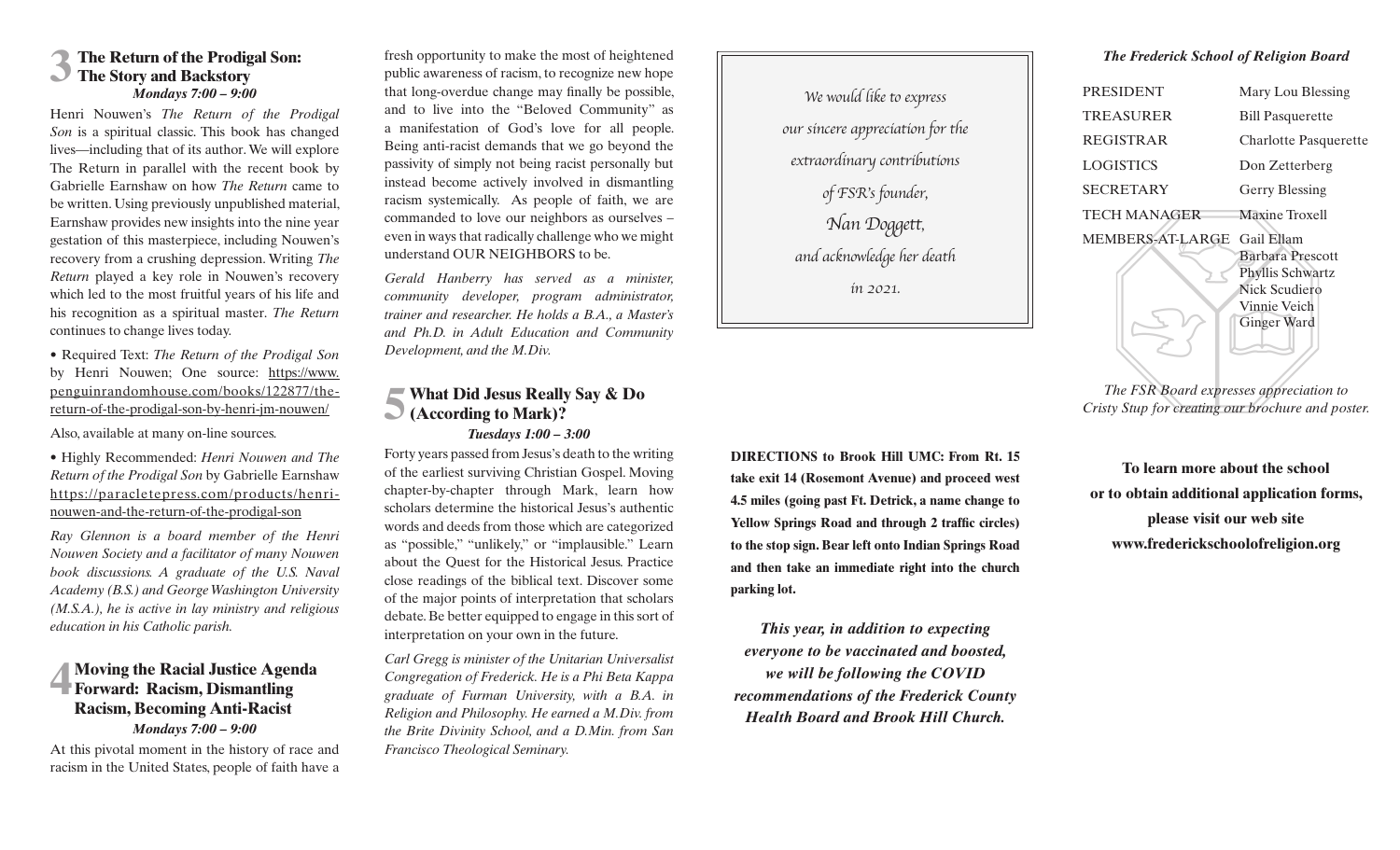## 3 The Return of the Prodigal Son: The Story and Backstory

***Mondays 7:00 – 9:00***

Henri Nouwen's *The Return of the Prodigal Son* is a spiritual classic. This book has changed lives—including that of its author. We will explore The Return in parallel with the recent book by Gabrielle Earnshaw on how *The Return* came to be written. Using previously unpublished material, Earnshaw provides new insights into the nine year gestation of this masterpiece, including Nouwen's recovery from a crushing depression. Writing *The Return* played a key role in Nouwen's recovery which led to the most fruitful years of his life and his recognition as a spiritual master. *The Return* continues to change lives today.

• Required Text: *The Return of the Prodigal Son* by Henri Nouwen; One source: https://www.penguinrandomhouse.com/books/122877/the-return-of-the-prodigal-son-by-henri-jm-nouwen/

Also, available at many on-line sources.

• Highly Recommended: *Henri Nouwen and The Return of the Prodigal Son* by Gabrielle Earnshaw https://paracletepress.com/products/henri-nouwen-and-the-return-of-the-prodigal-son

*Ray Glennon is a board member of the Henri Nouwen Society and a facilitator of many Nouwen book discussions. A graduate of the U.S. Naval Academy (B.S.) and George Washington University (M.S.A.), he is active in lay ministry and religious education in his Catholic parish.*

## 4 Moving the Racial Justice Agenda Forward: Racism, Dismantling Racism, Becoming Anti-Racist

***Mondays 7:00 – 9:00***

At this pivotal moment in the history of race and racism in the United States, people of faith have a fresh opportunity to make the most of heightened public awareness of racism, to recognize new hope that long-overdue change may finally be possible, and to live into the "Beloved Community" as a manifestation of God's love for all people. Being anti-racist demands that we go beyond the passivity of simply not being racist personally but instead become actively involved in dismantling racism systemically. As people of faith, we are commanded to love our neighbors as ourselves – even in ways that radically challenge who we might understand OUR NEIGHBORS to be.

*Gerald Hanberry has served as a minister, community developer, program administrator, trainer and researcher. He holds a B.A., a Master's and Ph.D. in Adult Education and Community Development, and the M.Div.*

## 5 What Did Jesus Really Say & Do (According to Mark)?

***Tuesdays 1:00 – 3:00***

Forty years passed from Jesus's death to the writing of the earliest surviving Christian Gospel. Moving chapter-by-chapter through Mark, learn how scholars determine the historical Jesus's authentic words and deeds from those which are categorized as "possible," "unlikely," or "implausible." Learn about the Quest for the Historical Jesus. Practice close readings of the biblical text. Discover some of the major points of interpretation that scholars debate. Be better equipped to engage in this sort of interpretation on your own in the future.

*Carl Gregg is minister of the Unitarian Universalist Congregation of Frederick. He is a Phi Beta Kappa graduate of Furman University, with a B.A. in Religion and Philosophy. He earned a M.Div. from the Brite Divinity School, and a D.Min. from San Francisco Theological Seminary.*

---

*We would like to express*
*our sincere appreciation for the*
*extraordinary contributions*
*of FSR's founder,*
*Nan Doggett,*
*and acknowledge her death*
*in 2021.*

**DIRECTIONS to Brook Hill UMC: From Rt. 15 take exit 14 (Rosemont Avenue) and proceed west 4.5 miles (going past Ft. Detrick, a name change to Yellow Springs Road and through 2 traffic circles) to the stop sign. Bear left onto Indian Springs Road and then take an immediate right into the church parking lot.**

***This year, in addition to expecting everyone to be vaccinated and boosted, we will be following the COVID recommendations of the Frederick County Health Board and Brook Hill Church.***

---

***The Frederick School of Religion Board***

| | |
|---|---|
| PRESIDENT | Mary Lou Blessing |
| TREASURER | Bill Pasquerette |
| REGISTRAR | Charlotte Pasquerette |
| LOGISTICS | Don Zetterberg |
| SECRETARY | Gerry Blessing |
| TECH MANAGER | Maxine Troxell |
| MEMBERS-AT-LARGE | Gail Ellam<br>Barbara Prescott<br>Phyllis Schwartz<br>Nick Scudiero<br>Vinnie Veich<br>Ginger Ward |

*The FSR Board expresses appreciation to Cristy Stup for creating our brochure and poster.*

**To learn more about the school or to obtain additional application forms, please visit our web site www.frederickschoolofreligion.org**